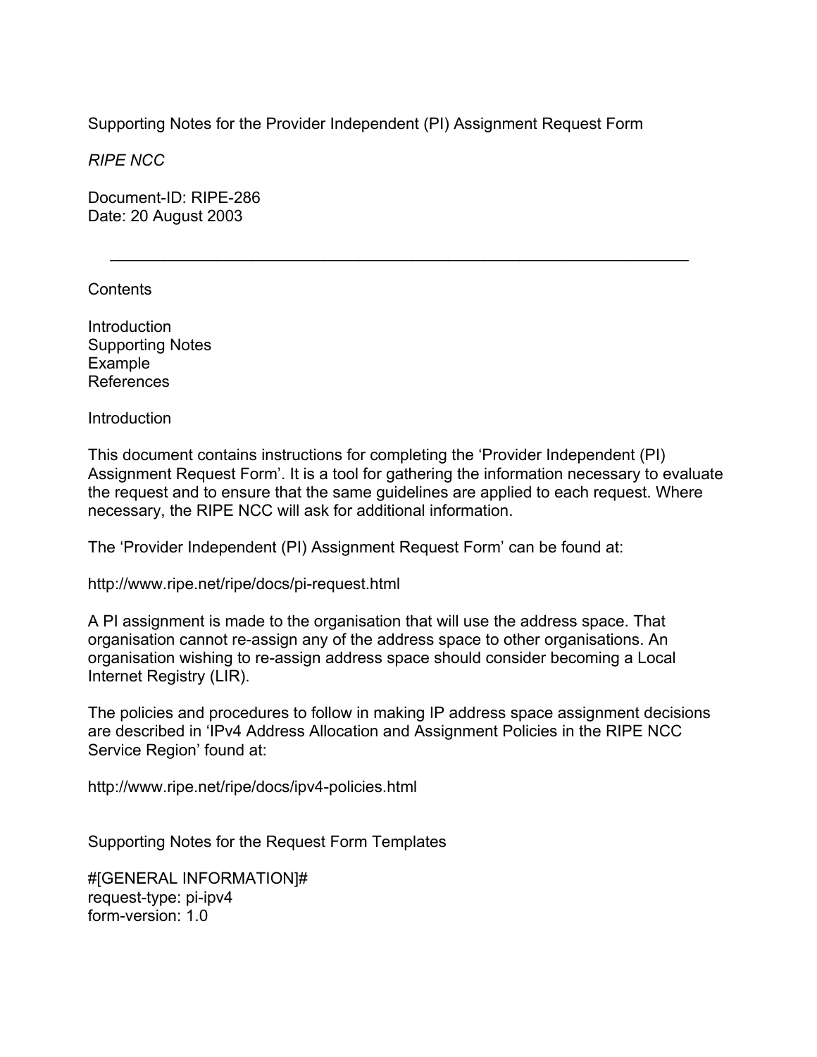# Supporting Notes for the Provider Independent (PI) Assignment Request Form

*RIPE NCC*

Document-ID: RIPE-286
Date: 20 August 2003

---

## Contents

Introduction
Supporting Notes
Example
References

## Introduction

This document contains instructions for completing the 'Provider Independent (PI) Assignment Request Form'. It is a tool for gathering the information necessary to evaluate the request and to ensure that the same guidelines are applied to each request. Where necessary, the RIPE NCC will ask for additional information.

The 'Provider Independent (PI) Assignment Request Form' can be found at:

http://www.ripe.net/ripe/docs/pi-request.html

A PI assignment is made to the organisation that will use the address space. That organisation cannot re-assign any of the address space to other organisations. An organisation wishing to re-assign address space should consider becoming a Local Internet Registry (LIR).

The policies and procedures to follow in making IP address space assignment decisions are described in 'IPv4 Address Allocation and Assignment Policies in the RIPE NCC Service Region' found at:

http://www.ripe.net/ripe/docs/ipv4-policies.html

## Supporting Notes for the Request Form Templates

```
#[GENERAL INFORMATION]#
request-type: pi-ipv4
form-version: 1.0
```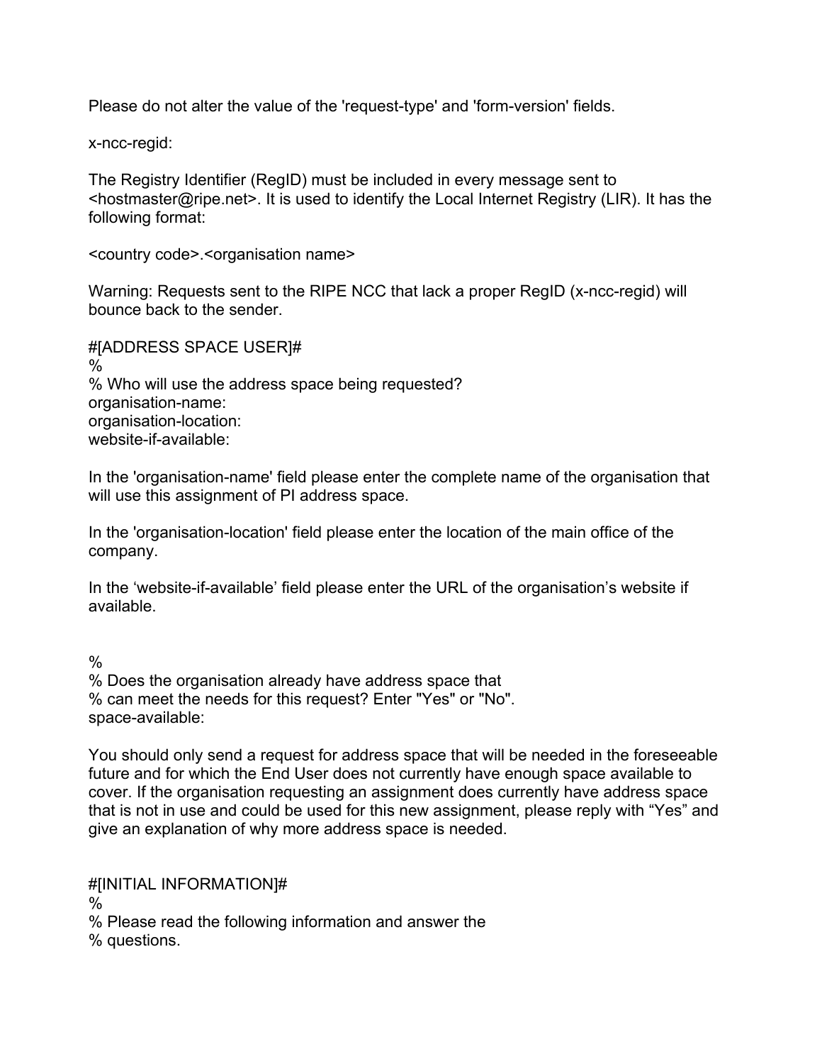Please do not alter the value of the 'request-type' and 'form-version' fields.

x-ncc-regid:

The Registry Identifier (RegID) must be included in every message sent to <hostmaster@ripe.net>. It is used to identify the Local Internet Registry (LIR). It has the following format:

<country code>.<organisation name>

Warning: Requests sent to the RIPE NCC that lack a proper RegID (x-ncc-regid) will bounce back to the sender.

```
#[ADDRESS SPACE USER]#
%
% Who will use the address space being requested?
organisation-name:
organisation-location:
website-if-available:
```

In the 'organisation-name' field please enter the complete name of the organisation that will use this assignment of PI address space.

In the 'organisation-location' field please enter the location of the main office of the company.

In the ‘website-if-available’ field please enter the URL of the organisation’s website if available.

```
%
% Does the organisation already have address space that
% can meet the needs for this request? Enter "Yes" or "No".
space-available:
```

You should only send a request for address space that will be needed in the foreseeable future and for which the End User does not currently have enough space available to cover. If the organisation requesting an assignment does currently have address space that is not in use and could be used for this new assignment, please reply with “Yes” and give an explanation of why more address space is needed.

```
#[INITIAL INFORMATION]#
%
% Please read the following information and answer the
% questions.
```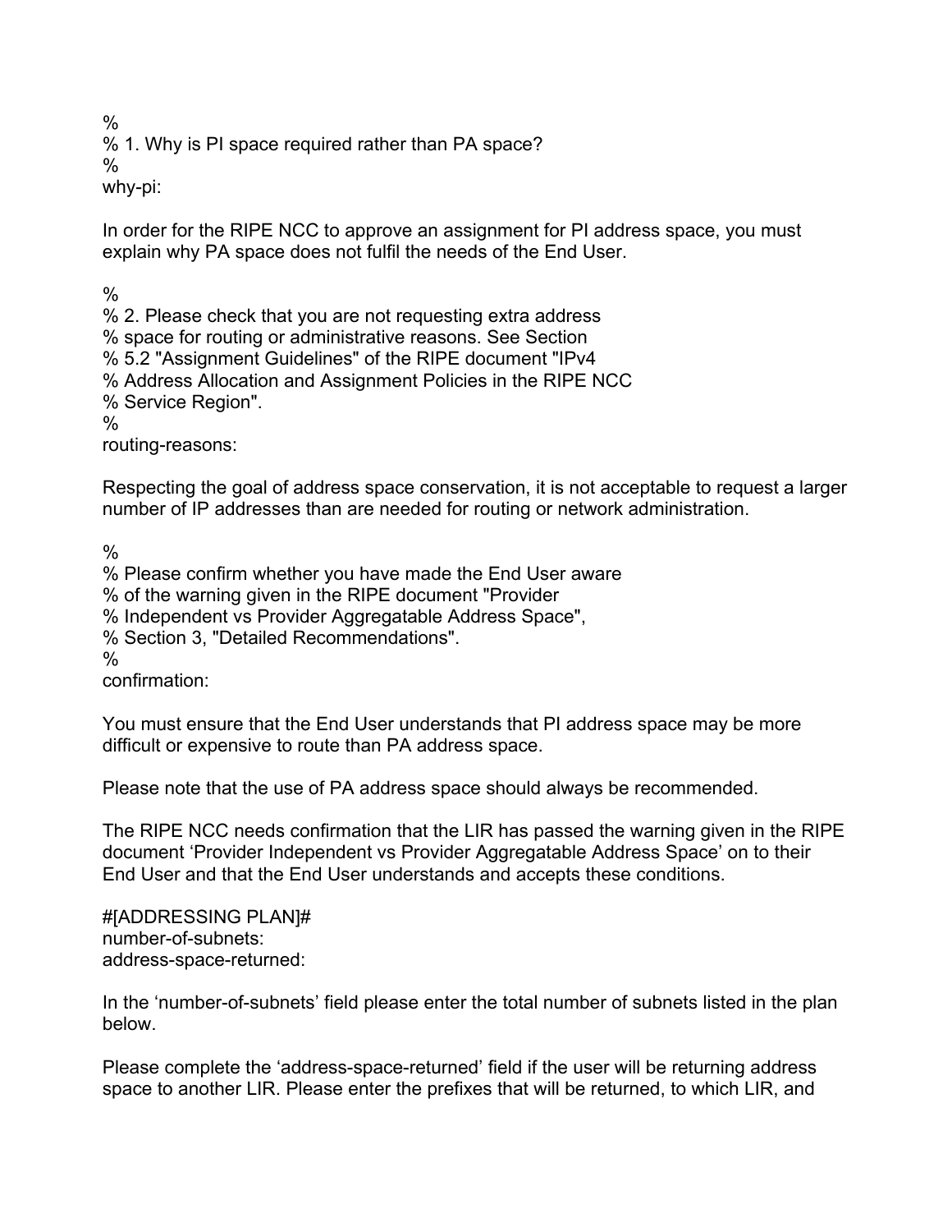%
% 1. Why is PI space required rather than PA space?
%
why-pi:

In order for the RIPE NCC to approve an assignment for PI address space, you must explain why PA space does not fulfil the needs of the End User.

%
% 2. Please check that you are not requesting extra address
% space for routing or administrative reasons. See Section
% 5.2 "Assignment Guidelines" of the RIPE document "IPv4
% Address Allocation and Assignment Policies in the RIPE NCC
% Service Region".
%
routing-reasons:

Respecting the goal of address space conservation, it is not acceptable to request a larger number of IP addresses than are needed for routing or network administration.

%
% Please confirm whether you have made the End User aware
% of the warning given in the RIPE document "Provider
% Independent vs Provider Aggregatable Address Space",
% Section 3, "Detailed Recommendations".
%
confirmation:

You must ensure that the End User understands that PI address space may be more difficult or expensive to route than PA address space.

Please note that the use of PA address space should always be recommended.

The RIPE NCC needs confirmation that the LIR has passed the warning given in the RIPE document 'Provider Independent vs Provider Aggregatable Address Space' on to their End User and that the End User understands and accepts these conditions.

#[ADDRESSING PLAN]#
number-of-subnets:
address-space-returned:

In the 'number-of-subnets' field please enter the total number of subnets listed in the plan below.

Please complete the 'address-space-returned' field if the user will be returning address space to another LIR. Please enter the prefixes that will be returned, to which LIR, and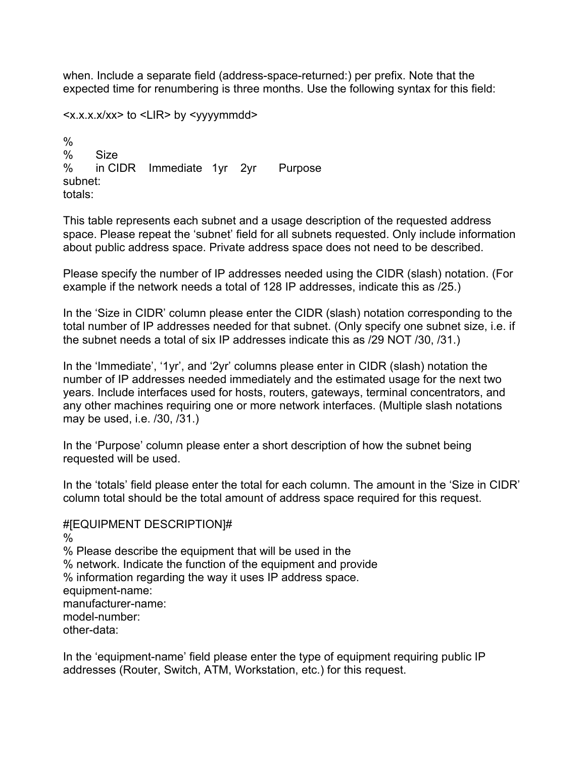when. Include a separate field (address-space-returned:) per prefix. Note that the expected time for renumbering is three months. Use the following syntax for this field:

<x.x.x.x/xx> to <LIR> by <yyyymmdd>

```
%
%       Size
%       in CIDR    Immediate   1yr    2yr      Purpose
subnet:
totals:
```

This table represents each subnet and a usage description of the requested address space. Please repeat the 'subnet' field for all subnets requested. Only include information about public address space. Private address space does not need to be described.

Please specify the number of IP addresses needed using the CIDR (slash) notation. (For example if the network needs a total of 128 IP addresses, indicate this as /25.)

In the 'Size in CIDR' column please enter the CIDR (slash) notation corresponding to the total number of IP addresses needed for that subnet. (Only specify one subnet size, i.e. if the subnet needs a total of six IP addresses indicate this as /29 NOT /30, /31.)

In the 'Immediate', '1yr', and '2yr' columns please enter in CIDR (slash) notation the number of IP addresses needed immediately and the estimated usage for the next two years. Include interfaces used for hosts, routers, gateways, terminal concentrators, and any other machines requiring one or more network interfaces. (Multiple slash notations may be used, i.e. /30, /31.)

In the 'Purpose' column please enter a short description of how the subnet being requested will be used.

In the 'totals' field please enter the total for each column. The amount in the 'Size in CIDR' column total should be the total amount of address space required for this request.

```
#[EQUIPMENT DESCRIPTION]#
%
% Please describe the equipment that will be used in the
% network. Indicate the function of the equipment and provide
% information regarding the way it uses IP address space.
equipment-name:
manufacturer-name:
model-number:
other-data:
```

In the 'equipment-name' field please enter the type of equipment requiring public IP addresses (Router, Switch, ATM, Workstation, etc.) for this request.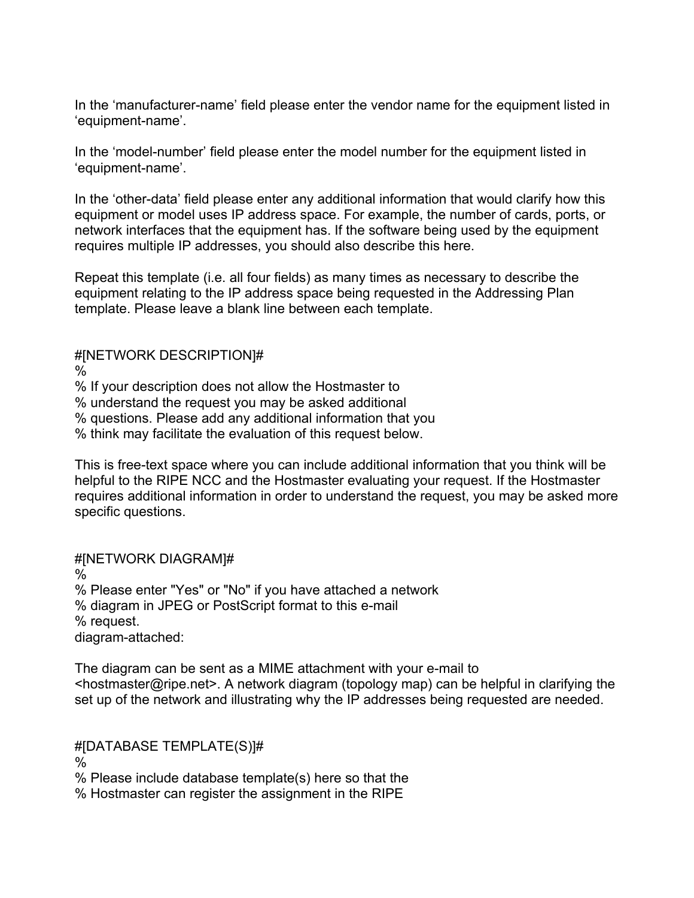In the ‘manufacturer-name’ field please enter the vendor name for the equipment listed in ‘equipment-name’.

In the ‘model-number’ field please enter the model number for the equipment listed in ‘equipment-name’.

In the ‘other-data’ field please enter any additional information that would clarify how this equipment or model uses IP address space. For example, the number of cards, ports, or network interfaces that the equipment has. If the software being used by the equipment requires multiple IP addresses, you should also describe this here.

Repeat this template (i.e. all four fields) as many times as necessary to describe the equipment relating to the IP address space being requested in the Addressing Plan template. Please leave a blank line between each template.

```
#[NETWORK DESCRIPTION]#
%
% If your description does not allow the Hostmaster to
% understand the request you may be asked additional
% questions. Please add any additional information that you
% think may facilitate the evaluation of this request below.
```

This is free-text space where you can include additional information that you think will be helpful to the RIPE NCC and the Hostmaster evaluating your request. If the Hostmaster requires additional information in order to understand the request, you may be asked more specific questions.

```
#[NETWORK DIAGRAM]#
%
% Please enter "Yes" or "No" if you have attached a network
% diagram in JPEG or PostScript format to this e-mail
% request.
diagram-attached:
```

The diagram can be sent as a MIME attachment with your e-mail to <hostmaster@ripe.net>. A network diagram (topology map) can be helpful in clarifying the set up of the network and illustrating why the IP addresses being requested are needed.

```
#[DATABASE TEMPLATE(S)]#
%
% Please include database template(s) here so that the
% Hostmaster can register the assignment in the RIPE
```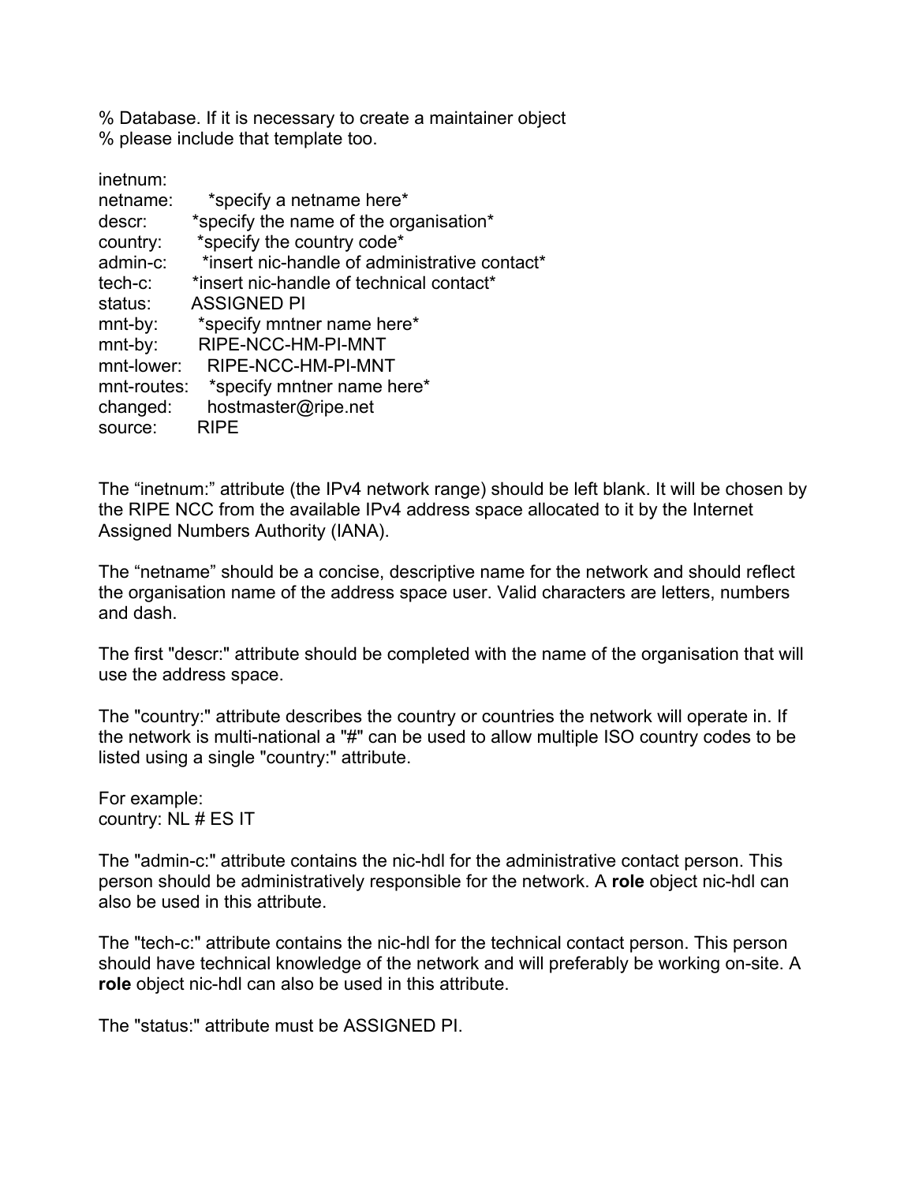% Database. If it is necessary to create a maintainer object
% please include that template too.

```
inetnum:
netname:      *specify a netname here*
descr:        *specify the name of the organisation*
country:      *specify the country code*
admin-c:      *insert nic-handle of administrative contact*
tech-c:       *insert nic-handle of technical contact*
status:       ASSIGNED PI
mnt-by:       *specify mntner name here*
mnt-by:       RIPE-NCC-HM-PI-MNT
mnt-lower:    RIPE-NCC-HM-PI-MNT
mnt-routes:   *specify mntner name here*
changed:      hostmaster@ripe.net
source:       RIPE
```

The “inetnum:” attribute (the IPv4 network range) should be left blank. It will be chosen by the RIPE NCC from the available IPv4 address space allocated to it by the Internet Assigned Numbers Authority (IANA).

The “netname” should be a concise, descriptive name for the network and should reflect the organisation name of the address space user. Valid characters are letters, numbers and dash.

The first "descr:" attribute should be completed with the name of the organisation that will use the address space.

The "country:" attribute describes the country or countries the network will operate in. If the network is multi-national a "#" can be used to allow multiple ISO country codes to be listed using a single "country:" attribute.

For example:
country: NL # ES IT

The "admin-c:" attribute contains the nic-hdl for the administrative contact person. This person should be administratively responsible for the network. A **role** object nic-hdl can also be used in this attribute.

The "tech-c:" attribute contains the nic-hdl for the technical contact person. This person should have technical knowledge of the network and will preferably be working on-site. A **role** object nic-hdl can also be used in this attribute.

The "status:" attribute must be ASSIGNED PI.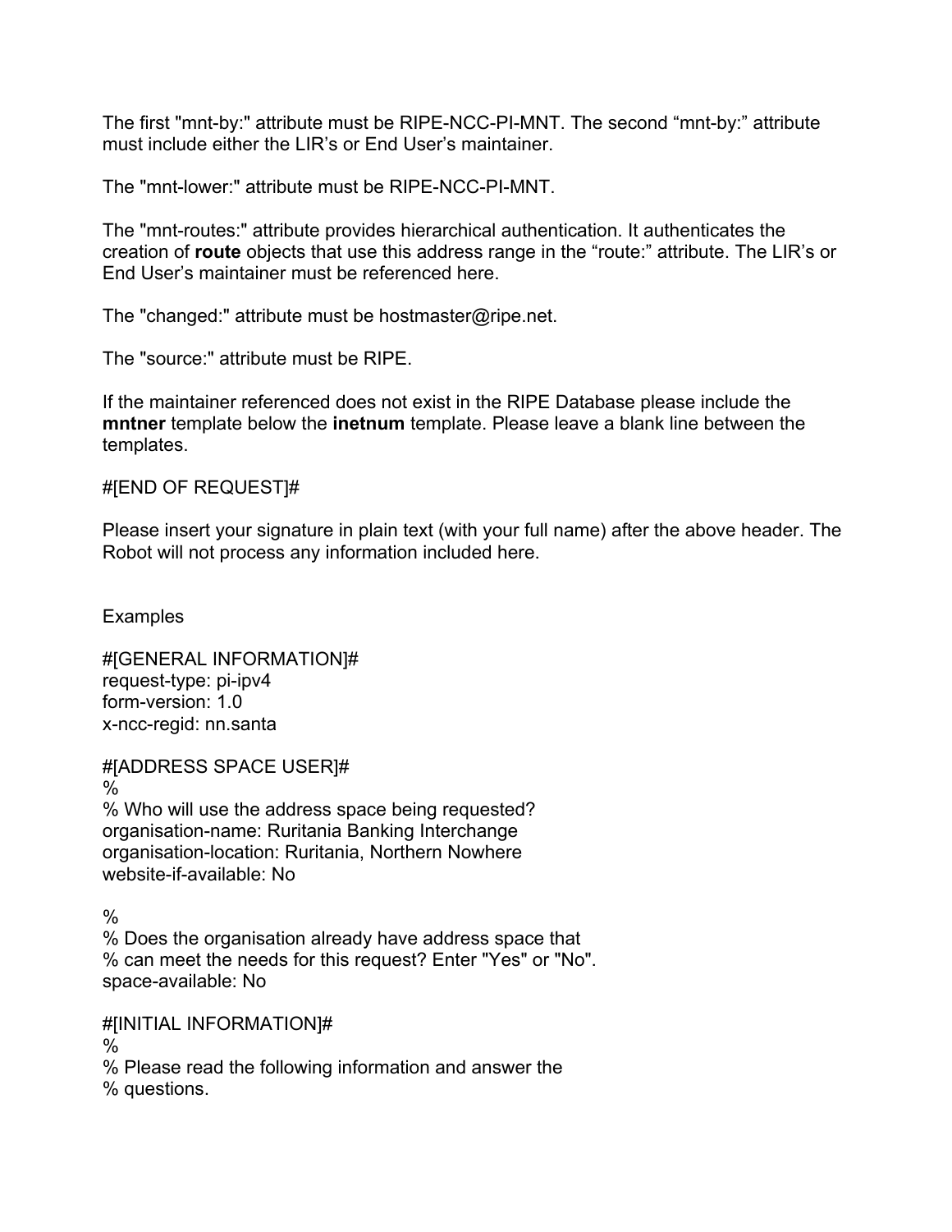The first "mnt-by:" attribute must be RIPE-NCC-PI-MNT. The second “mnt-by:” attribute must include either the LIR’s or End User’s maintainer.

The "mnt-lower:" attribute must be RIPE-NCC-PI-MNT.

The "mnt-routes:" attribute provides hierarchical authentication. It authenticates the creation of **route** objects that use this address range in the “route:” attribute. The LIR’s or End User’s maintainer must be referenced here.

The "changed:" attribute must be hostmaster@ripe.net.

The "source:" attribute must be RIPE.

If the maintainer referenced does not exist in the RIPE Database please include the **mntner** template below the **inetnum** template. Please leave a blank line between the templates.

#[END OF REQUEST]#

Please insert your signature in plain text (with your full name) after the above header. The Robot will not process any information included here.

Examples

```
#[GENERAL INFORMATION]#
request-type: pi-ipv4
form-version: 1.0
x-ncc-regid: nn.santa

#[ADDRESS SPACE USER]#
%
% Who will use the address space being requested?
organisation-name: Ruritania Banking Interchange
organisation-location: Ruritania, Northern Nowhere
website-if-available: No

%
% Does the organisation already have address space that
% can meet the needs for this request? Enter "Yes" or "No".
space-available: No

#[INITIAL INFORMATION]#
%
% Please read the following information and answer the
% questions.
```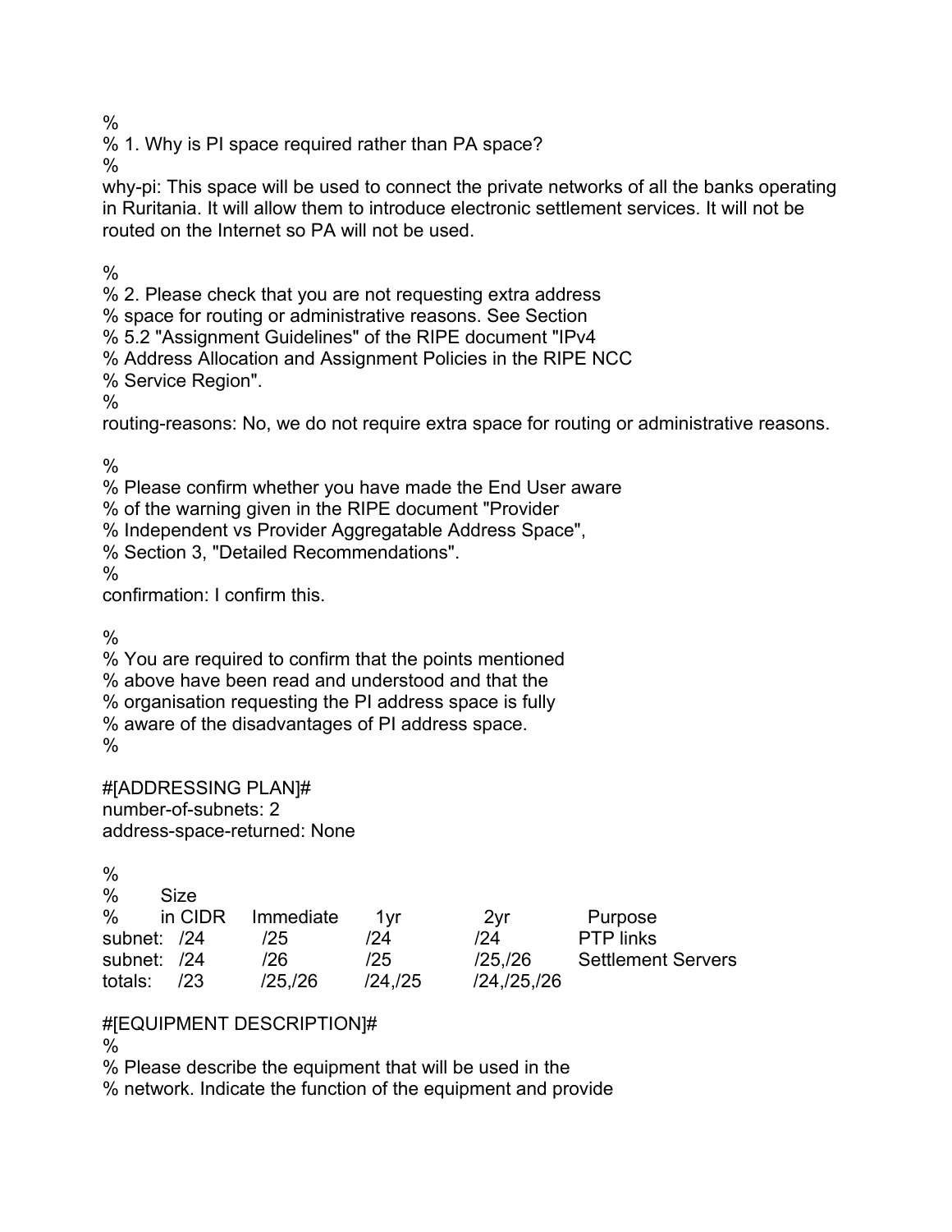%
% 1. Why is PI space required rather than PA space?
%
why-pi: This space will be used to connect the private networks of all the banks operating in Ruritania. It will allow them to introduce electronic settlement services. It will not be routed on the Internet so PA will not be used.

%
% 2. Please check that you are not requesting extra address
% space for routing or administrative reasons. See Section
% 5.2 "Assignment Guidelines" of the RIPE document "IPv4
% Address Allocation and Assignment Policies in the RIPE NCC
% Service Region".
%
routing-reasons: No, we do not require extra space for routing or administrative reasons.

%
% Please confirm whether you have made the End User aware
% of the warning given in the RIPE document "Provider
% Independent vs Provider Aggregatable Address Space",
% Section 3, "Detailed Recommendations".
%
confirmation: I confirm this.

%
% You are required to confirm that the points mentioned
% above have been read and understood and that the
% organisation requesting the PI address space is fully
% aware of the disadvantages of PI address space.
%

#[ADDRESSING PLAN]#
number-of-subnets: 2
address-space-returned: None

```
%       Size
%       in CIDR    Immediate    1yr        2yr           Purpose
subnet:  /24        /25         /24        /24           PTP links
subnet:  /24        /26         /25        /25,/26       Settlement Servers
totals:  /23        /25,/26     /24,/25    /24,/25,/26
```

#[EQUIPMENT DESCRIPTION]#
%
% Please describe the equipment that will be used in the
% network. Indicate the function of the equipment and provide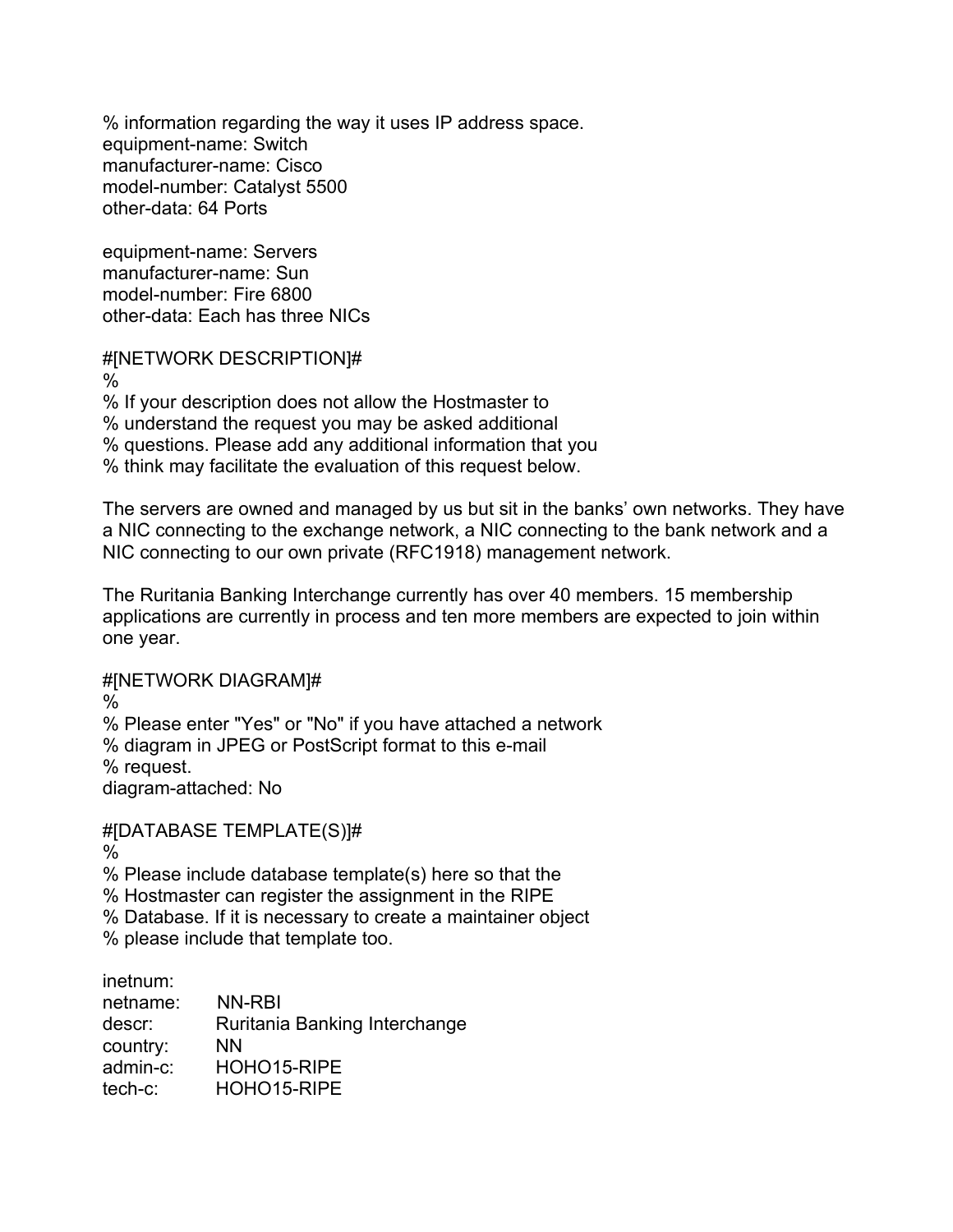% information regarding the way it uses IP address space.
equipment-name: Switch
manufacturer-name: Cisco
model-number: Catalyst 5500
other-data: 64 Ports

equipment-name: Servers
manufacturer-name: Sun
model-number: Fire 6800
other-data: Each has three NICs

#[NETWORK DESCRIPTION]#
%
% If your description does not allow the Hostmaster to
% understand the request you may be asked additional
% questions. Please add any additional information that you
% think may facilitate the evaluation of this request below.

The servers are owned and managed by us but sit in the banks' own networks. They have a NIC connecting to the exchange network, a NIC connecting to the bank network and a NIC connecting to our own private (RFC1918) management network.

The Ruritania Banking Interchange currently has over 40 members. 15 membership applications are currently in process and ten more members are expected to join within one year.

#[NETWORK DIAGRAM]#
%
% Please enter "Yes" or "No" if you have attached a network
% diagram in JPEG or PostScript format to this e-mail
% request.
diagram-attached: No

#[DATABASE TEMPLATE(S)]#
%
% Please include database template(s) here so that the
% Hostmaster can register the assignment in the RIPE
% Database. If it is necessary to create a maintainer object
% please include that template too.

```
inetnum:
netname:     NN-RBI
descr:       Ruritania Banking Interchange
country:     NN
admin-c:     HOHO15-RIPE
tech-c:      HOHO15-RIPE
```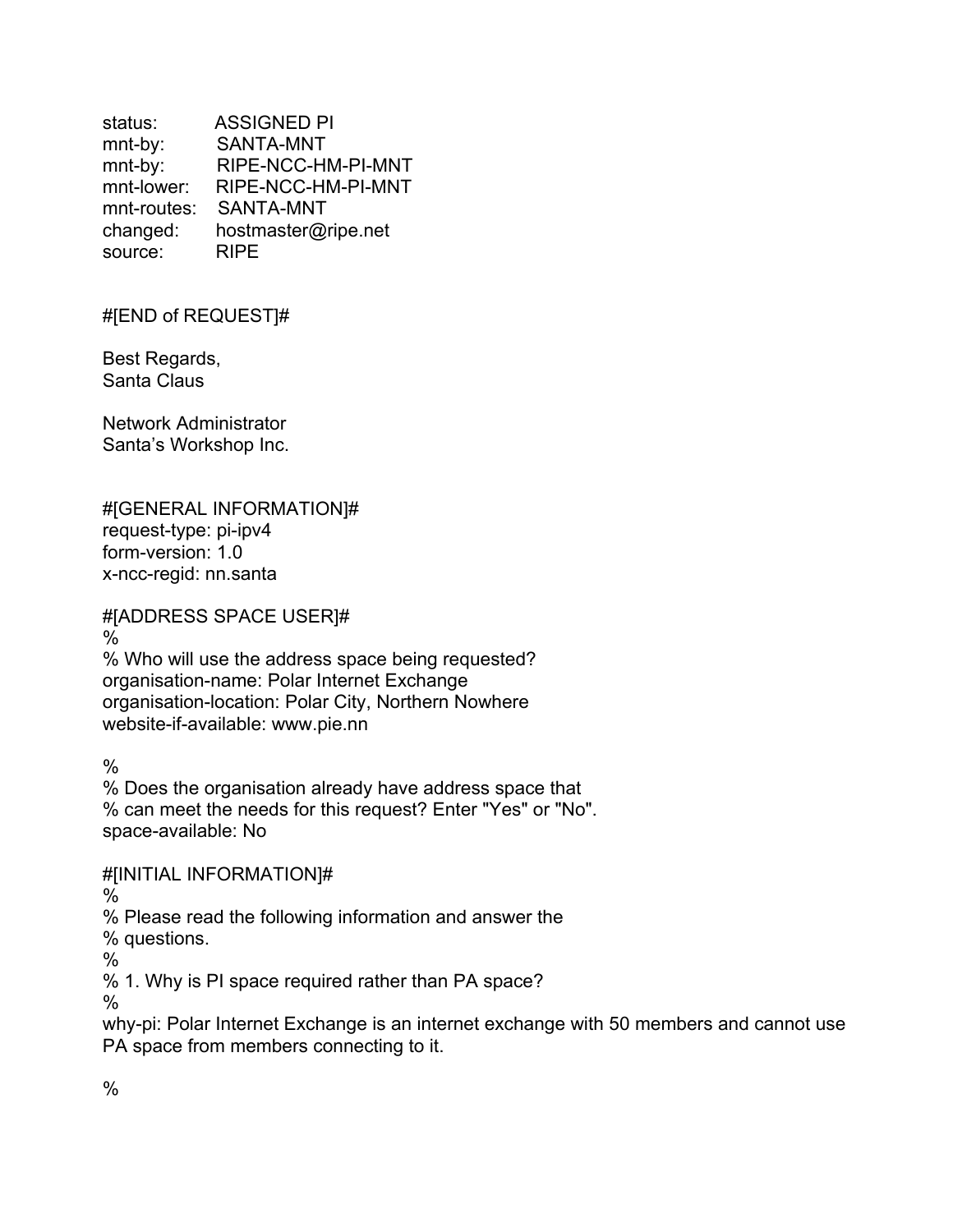status: ASSIGNED PI
mnt-by: SANTA-MNT
mnt-by: RIPE-NCC-HM-PI-MNT
mnt-lower: RIPE-NCC-HM-PI-MNT
mnt-routes: SANTA-MNT
changed: hostmaster@ripe.net
source: RIPE

#[END of REQUEST]#

Best Regards,
Santa Claus

Network Administrator
Santa's Workshop Inc.

#[GENERAL INFORMATION]#
request-type: pi-ipv4
form-version: 1.0
x-ncc-regid: nn.santa

#[ADDRESS SPACE USER]#
%
% Who will use the address space being requested?
organisation-name: Polar Internet Exchange
organisation-location: Polar City, Northern Nowhere
website-if-available: www.pie.nn

%
% Does the organisation already have address space that
% can meet the needs for this request? Enter "Yes" or "No".
space-available: No

#[INITIAL INFORMATION]#
%
% Please read the following information and answer the
% questions.
%
% 1. Why is PI space required rather than PA space?
%
why-pi: Polar Internet Exchange is an internet exchange with 50 members and cannot use PA space from members connecting to it.

%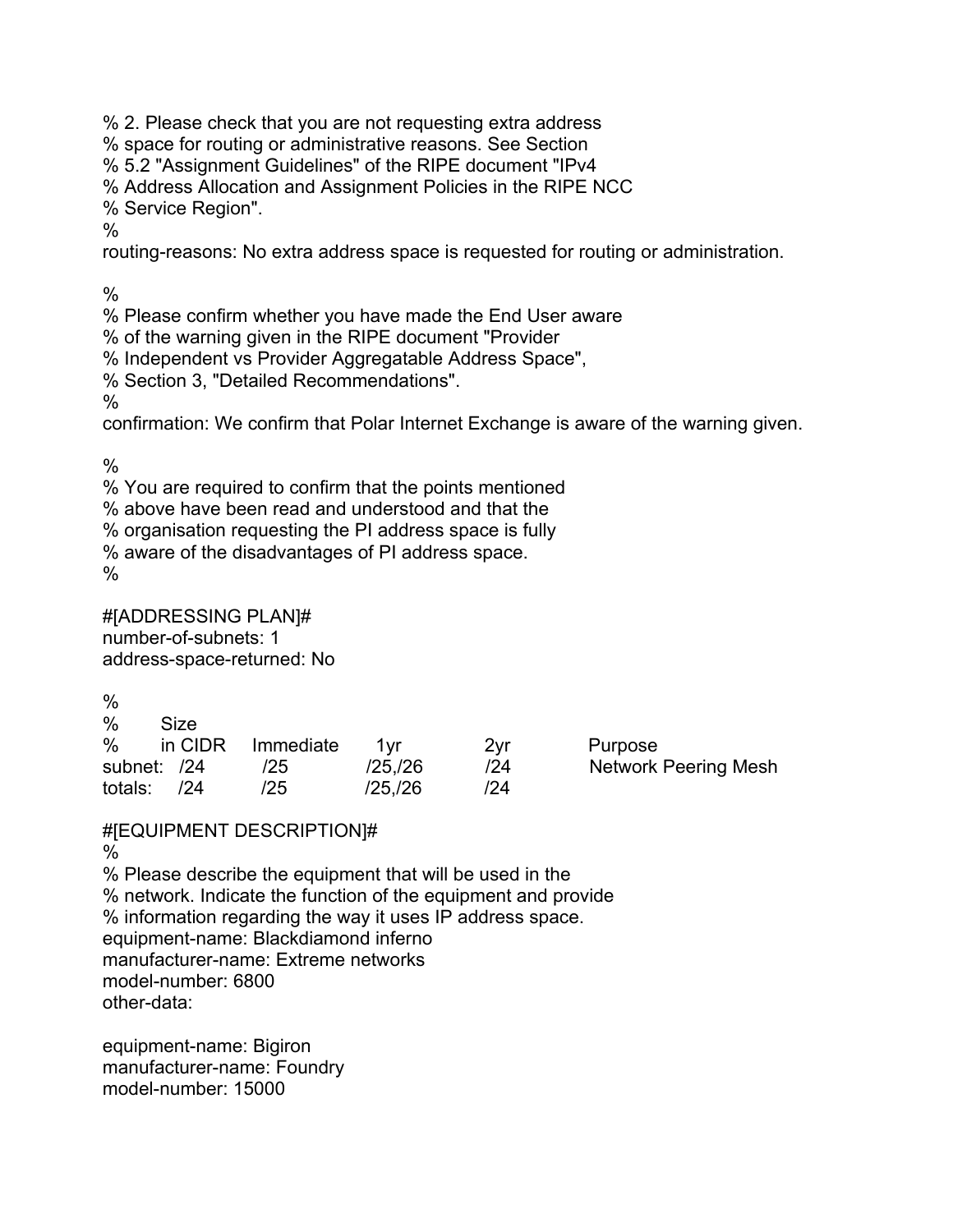% 2. Please check that you are not requesting extra address
% space for routing or administrative reasons. See Section
% 5.2 "Assignment Guidelines" of the RIPE document "IPv4
% Address Allocation and Assignment Policies in the RIPE NCC
% Service Region".
%
routing-reasons: No extra address space is requested for routing or administration.

%
% Please confirm whether you have made the End User aware
% of the warning given in the RIPE document "Provider
% Independent vs Provider Aggregatable Address Space",
% Section 3, "Detailed Recommendations".
%
confirmation: We confirm that Polar Internet Exchange is aware of the warning given.

%
% You are required to confirm that the points mentioned
% above have been read and understood and that the
% organisation requesting the PI address space is fully
% aware of the disadvantages of PI address space.
%

#[ADDRESSING PLAN]#
number-of-subnets: 1
address-space-returned: No

```
%
%        Size
%        in CIDR    Immediate    1yr        2yr        Purpose
subnet:  /24        /25          /25,/26    /24        Network Peering Mesh
totals:  /24        /25          /25,/26    /24
```

#[EQUIPMENT DESCRIPTION]#
%
% Please describe the equipment that will be used in the
% network. Indicate the function of the equipment and provide
% information regarding the way it uses IP address space.
equipment-name: Blackdiamond inferno
manufacturer-name: Extreme networks
model-number: 6800
other-data:

equipment-name: Bigiron
manufacturer-name: Foundry
model-number: 15000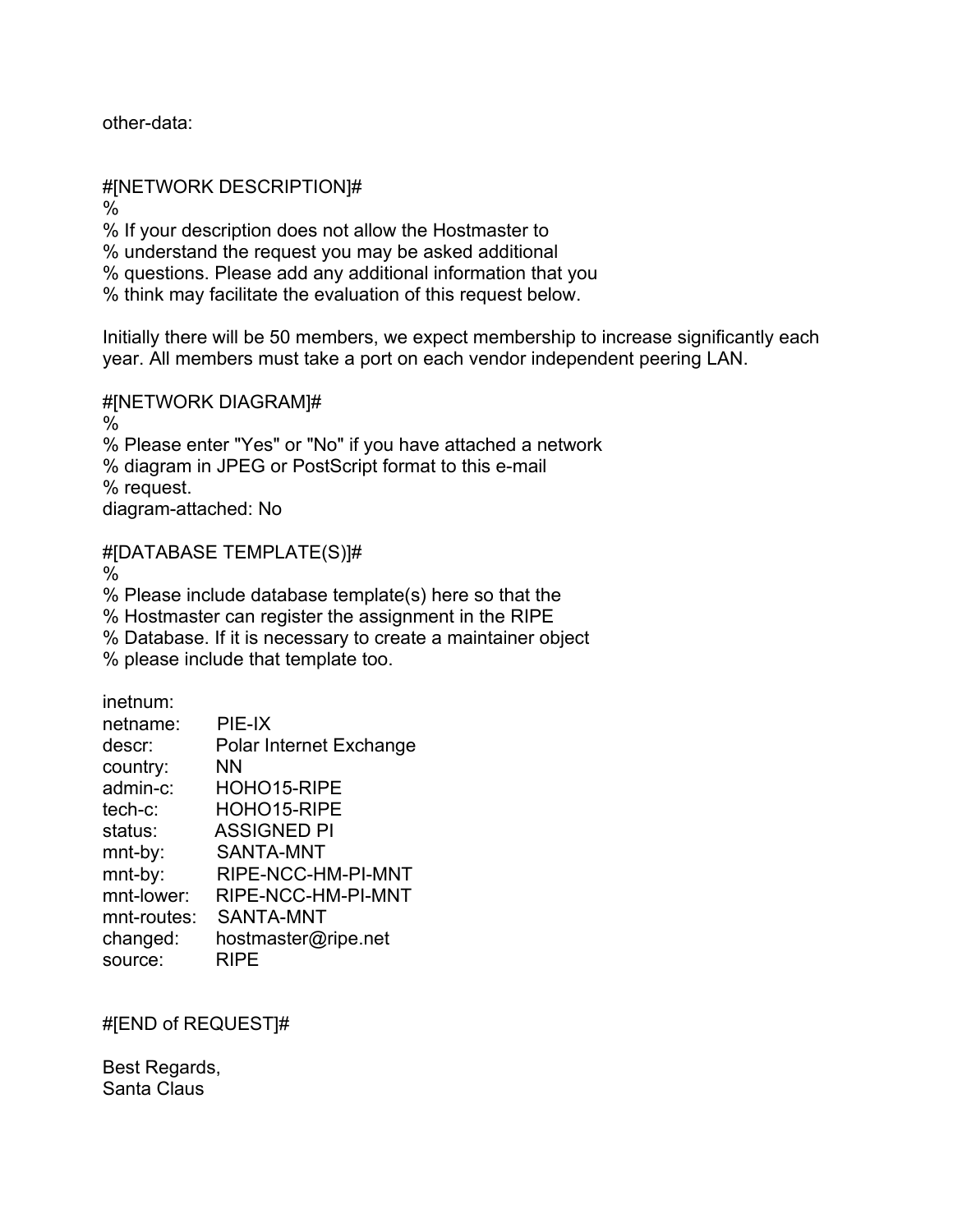other-data:

#[NETWORK DESCRIPTION]#
%
% If your description does not allow the Hostmaster to
% understand the request you may be asked additional
% questions. Please add any additional information that you
% think may facilitate the evaluation of this request below.

Initially there will be 50 members, we expect membership to increase significantly each year. All members must take a port on each vendor independent peering LAN.

#[NETWORK DIAGRAM]#
%
% Please enter "Yes" or "No" if you have attached a network
% diagram in JPEG or PostScript format to this e-mail
% request.
diagram-attached: No

#[DATABASE TEMPLATE(S)]#
%
% Please include database template(s) here so that the
% Hostmaster can register the assignment in the RIPE
% Database. If it is necessary to create a maintainer object
% please include that template too.

```
inetnum:
netname:      PIE-IX
descr:        Polar Internet Exchange
country:      NN
admin-c:      HOHO15-RIPE
tech-c:       HOHO15-RIPE
status:       ASSIGNED PI
mnt-by:       SANTA-MNT
mnt-by:       RIPE-NCC-HM-PI-MNT
mnt-lower:    RIPE-NCC-HM-PI-MNT
mnt-routes:   SANTA-MNT
changed:      hostmaster@ripe.net
source:       RIPE
```

#[END of REQUEST]#

Best Regards,
Santa Claus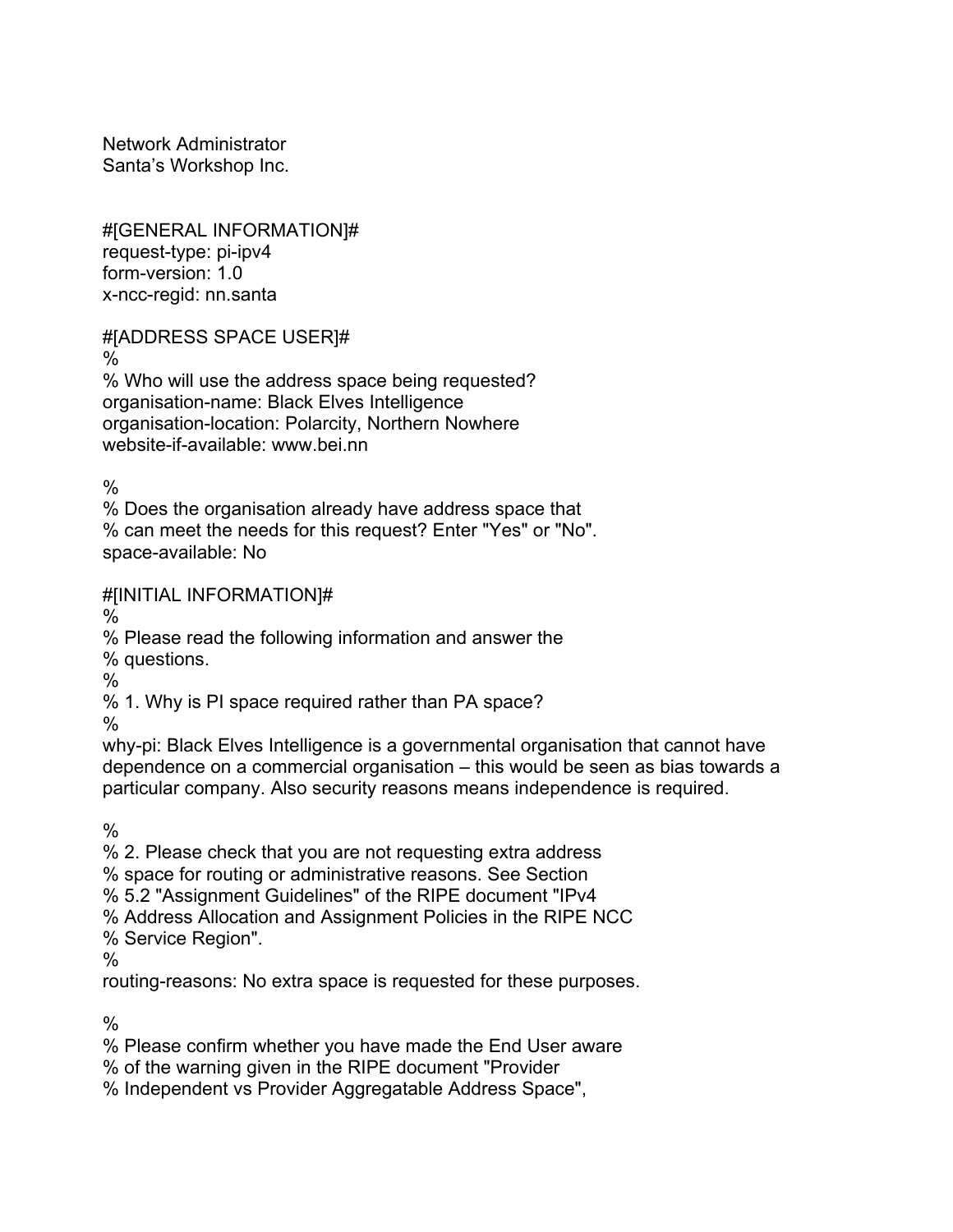Network Administrator
Santa's Workshop Inc.

#[GENERAL INFORMATION]#
request-type: pi-ipv4
form-version: 1.0
x-ncc-regid: nn.santa

#[ADDRESS SPACE USER]#
%
% Who will use the address space being requested?
organisation-name: Black Elves Intelligence
organisation-location: Polarcity, Northern Nowhere
website-if-available: www.bei.nn

%
% Does the organisation already have address space that
% can meet the needs for this request? Enter "Yes" or "No".
space-available: No

#[INITIAL INFORMATION]#
%
% Please read the following information and answer the
% questions.
%
% 1. Why is PI space required rather than PA space?
%
why-pi: Black Elves Intelligence is a governmental organisation that cannot have dependence on a commercial organisation – this would be seen as bias towards a particular company. Also security reasons means independence is required.

%
% 2. Please check that you are not requesting extra address
% space for routing or administrative reasons. See Section
% 5.2 "Assignment Guidelines" of the RIPE document "IPv4
% Address Allocation and Assignment Policies in the RIPE NCC
% Service Region".
%
routing-reasons: No extra space is requested for these purposes.

%
% Please confirm whether you have made the End User aware
% of the warning given in the RIPE document "Provider
% Independent vs Provider Aggregatable Address Space",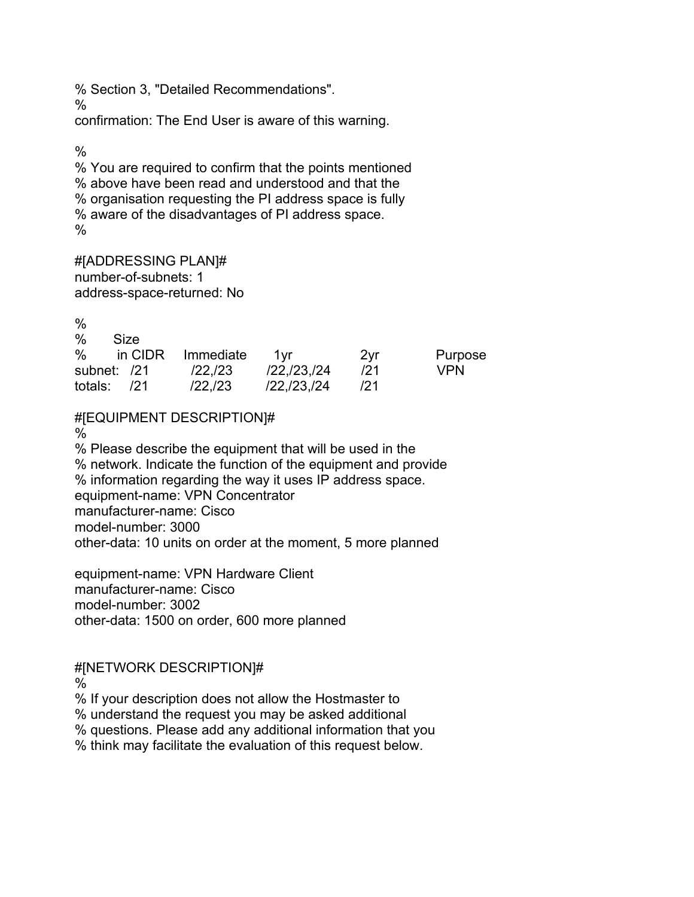% Section 3, "Detailed Recommendations".
%
confirmation: The End User is aware of this warning.

%
% You are required to confirm that the points mentioned
% above have been read and understood and that the
% organisation requesting the PI address space is fully
% aware of the disadvantages of PI address space.
%

#[ADDRESSING PLAN]#
number-of-subnets: 1
address-space-returned: No

```
%
%        Size
%        in CIDR    Immediate     1yr           2yr      Purpose
subnet:  /21        /22,/23       /22,/23,/24   /21      VPN
totals:  /21        /22,/23       /22,/23,/24   /21
```

#[EQUIPMENT DESCRIPTION]#
%
% Please describe the equipment that will be used in the
% network. Indicate the function of the equipment and provide
% information regarding the way it uses IP address space.
equipment-name: VPN Concentrator
manufacturer-name: Cisco
model-number: 3000
other-data: 10 units on order at the moment, 5 more planned

equipment-name: VPN Hardware Client
manufacturer-name: Cisco
model-number: 3002
other-data: 1500 on order, 600 more planned

#[NETWORK DESCRIPTION]#
%
% If your description does not allow the Hostmaster to
% understand the request you may be asked additional
% questions. Please add any additional information that you
% think may facilitate the evaluation of this request below.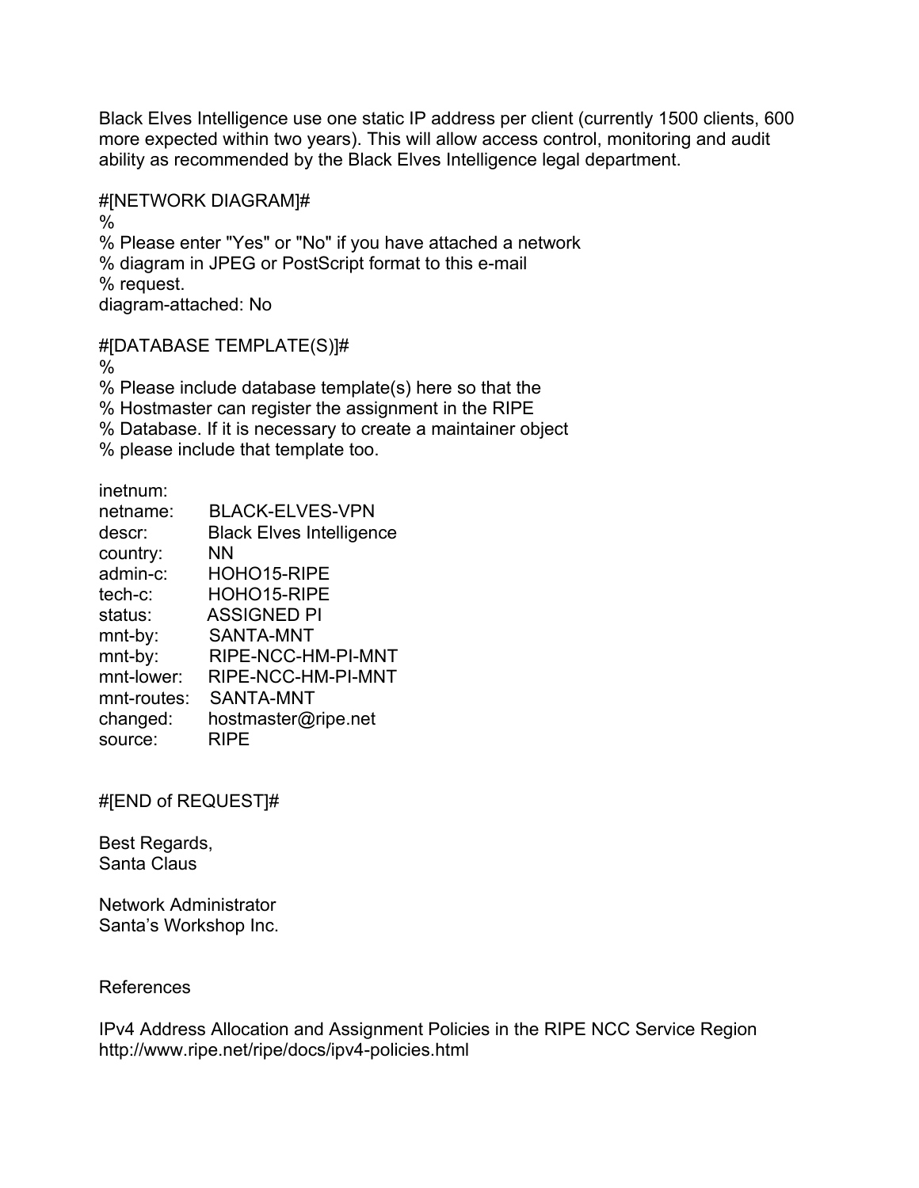Black Elves Intelligence use one static IP address per client (currently 1500 clients, 600 more expected within two years). This will allow access control, monitoring and audit ability as recommended by the Black Elves Intelligence legal department.

#[NETWORK DIAGRAM]#
%
% Please enter "Yes" or "No" if you have attached a network
% diagram in JPEG or PostScript format to this e-mail
% request.
diagram-attached: No

#[DATABASE TEMPLATE(S)]#
%
% Please include database template(s) here so that the
% Hostmaster can register the assignment in the RIPE
% Database. If it is necessary to create a maintainer object
% please include that template too.

```
inetnum:
netname:      BLACK-ELVES-VPN
descr:        Black Elves Intelligence
country:      NN
admin-c:      HOHO15-RIPE
tech-c:       HOHO15-RIPE
status:       ASSIGNED PI
mnt-by:       SANTA-MNT
mnt-by:       RIPE-NCC-HM-PI-MNT
mnt-lower:    RIPE-NCC-HM-PI-MNT
mnt-routes:   SANTA-MNT
changed:      hostmaster@ripe.net
source:       RIPE
```

#[END of REQUEST]#

Best Regards,
Santa Claus

Network Administrator
Santa's Workshop Inc.

References

IPv4 Address Allocation and Assignment Policies in the RIPE NCC Service Region
http://www.ripe.net/ripe/docs/ipv4-policies.html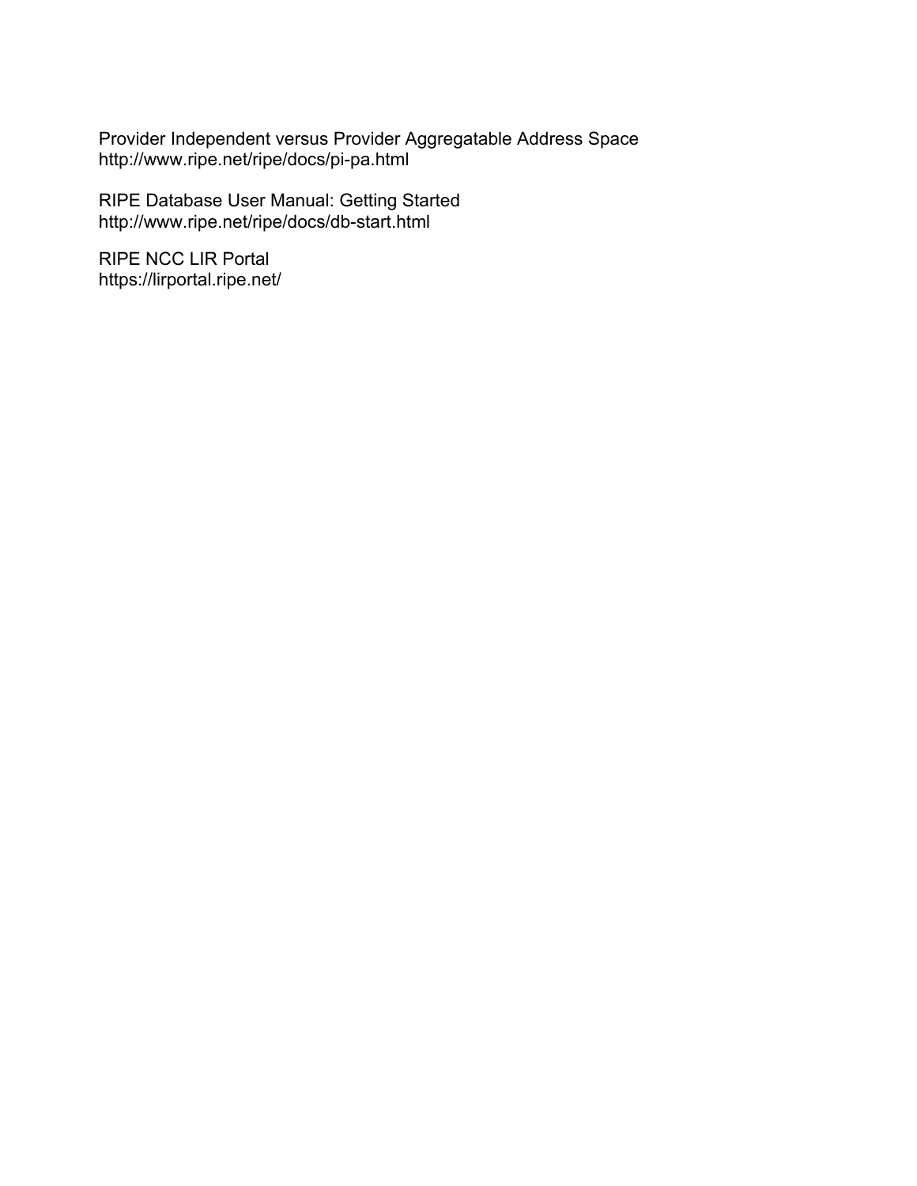Provider Independent versus Provider Aggregatable Address Space
http://www.ripe.net/ripe/docs/pi-pa.html

RIPE Database User Manual: Getting Started
http://www.ripe.net/ripe/docs/db-start.html

RIPE NCC LIR Portal
https://lirportal.ripe.net/